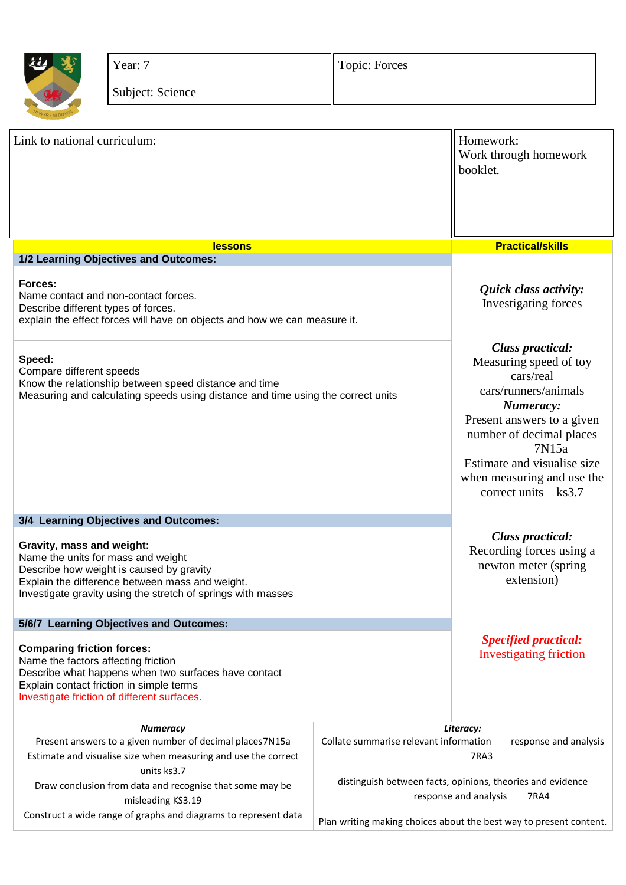| Year: 7<br><br>Subject: Science | Topic: Forces |
|---|---|

| Link to national curriculum: | Homework:<br>Work through homework booklet. |
|---|---|

| lessons | Practical/skills |
|---|---|
| **1/2 Learning Objectives and Outcomes:** | |
| **Forces:**<br>Name contact and non-contact forces.<br>Describe different types of forces.<br>explain the effect forces will have on objects and how we can measure it. | ***Quick class activity:***<br>Investigating forces |
| **Speed:**<br>Compare different speeds<br>Know the relationship between speed distance and time<br>Measuring and calculating speeds using distance and time using the correct units | ***Class practical:***<br>Measuring speed of toy cars/real cars/runners/animals<br>***Numeracy:***<br>Present answers to a given number of decimal places 7N15a<br>Estimate and visualise size when measuring and use the correct units ks3.7 |
| **3/4 Learning Objectives and Outcomes:** | |
| **Gravity, mass and weight:**<br>Name the units for mass and weight<br>Describe how weight is caused by gravity<br>Explain the difference between mass and weight.<br>Investigate gravity using the stretch of springs with masses | ***Class practical:***<br>Recording forces using a newton meter (spring extension) |
| **5/6/7 Learning Objectives and Outcomes:** | |
| **Comparing friction forces:**<br>Name the factors affecting friction<br>Describe what happens when two surfaces have contact<br>Explain contact friction in simple terms<br>Investigate friction of different surfaces. | ***Specified practical:***<br>Investigating friction |

| ***Numeracy*** | ***Literacy:*** |
|---|---|
| Present answers to a given number of decimal places 7N15a<br>Estimate and visualise size when measuring and use the correct units ks3.7<br>Draw conclusion from data and recognise that some may be misleading KS3.19<br>Construct a wide range of graphs and diagrams to represent data | Collate summarise relevant information response and analysis 7RA3<br><br>distinguish between facts, opinions, theories and evidence response and analysis 7RA4<br><br>Plan writing making choices about the best way to present content. |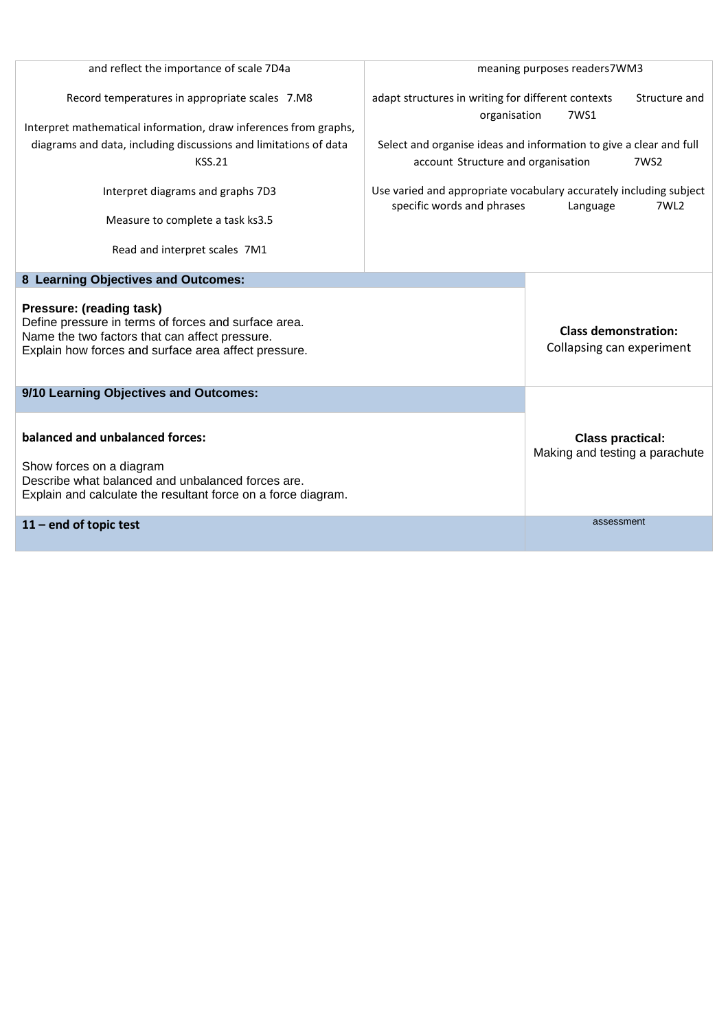| | |
|---|---|
| and reflect the importance of scale 7D4a<br><br>Record temperatures in appropriate scales 7.M8<br><br>Interpret mathematical information, draw inferences from graphs, diagrams and data, including discussions and limitations of data KSS.21<br><br>Interpret diagrams and graphs 7D3<br><br>Measure to complete a task ks3.5<br><br>Read and interpret scales 7M1 | meaning purposes readers7WM3<br><br>adapt structures in writing for different contexts Structure and organisation 7WS1<br><br>Select and organise ideas and information to give a clear and full account Structure and organisation 7WS2<br><br>Use varied and appropriate vocabulary accurately including subject specific words and phrases Language 7WL2 |

| | |
|---|---|
| **8 Learning Objectives and Outcomes:**<br><br>**Pressure: (reading task)**<br>Define pressure in terms of forces and surface area.<br>Name the two factors that can affect pressure.<br>Explain how forces and surface area affect pressure. | **Class demonstration:**<br>Collapsing can experiment |
| **9/10 Learning Objectives and Outcomes:**<br><br>**balanced and unbalanced forces:**<br><br>Show forces on a diagram<br>Describe what balanced and unbalanced forces are.<br>Explain and calculate the resultant force on a force diagram. | **Class practical:**<br>Making and testing a parachute |
| **11 – end of topic test** | assessment |